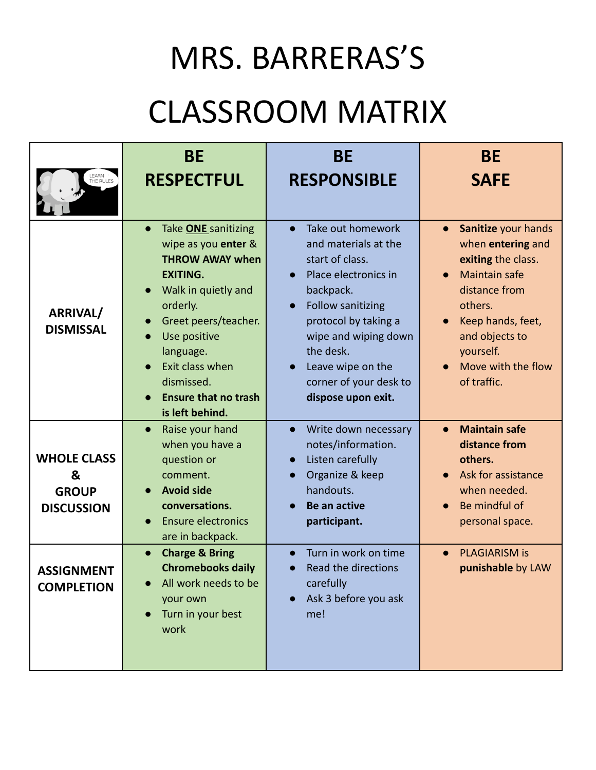# MRS. BARRERAS'S CLASSROOM MATRIX

| | **BE RESPECTFUL** | **BE RESPONSIBLE** | **BE SAFE** |
|---|---|---|---|
| **ARRIVAL/ DISMISSAL** | • Take **ONE** sanitizing wipe as you **enter** & **THROW AWAY when EXITING.**<br>• Walk in quietly and orderly.<br>• Greet peers/teacher.<br>• Use positive language.<br>• Exit class when dismissed.<br>• **Ensure that no trash is left behind.** | • Take out homework and materials at the start of class.<br>• Place electronics in backpack.<br>• Follow sanitizing protocol by taking a wipe and wiping down the desk.<br>• Leave wipe on the corner of your desk to **dispose upon exit.** | • **Sanitize** your hands when **entering** and **exiting** the class.<br>• Maintain safe distance from others.<br>• Keep hands, feet, and objects to yourself.<br>• Move with the flow of traffic. |
| **WHOLE CLASS & GROUP DISCUSSION** | • Raise your hand when you have a question or comment.<br>• **Avoid side conversations.**<br>• Ensure electronics are in backpack. | • Write down necessary notes/information.<br>• Listen carefully<br>• Organize & keep handouts.<br>• **Be an active participant.** | • **Maintain safe distance from others.**<br>• Ask for assistance when needed.<br>• Be mindful of personal space. |
| **ASSIGNMENT COMPLETION** | • **Charge & Bring Chromebooks daily**<br>• All work needs to be your own<br>• Turn in your best work | • Turn in work on time<br>• Read the directions carefully<br>• Ask 3 before you ask me! | • PLAGIARISM is **punishable** by LAW |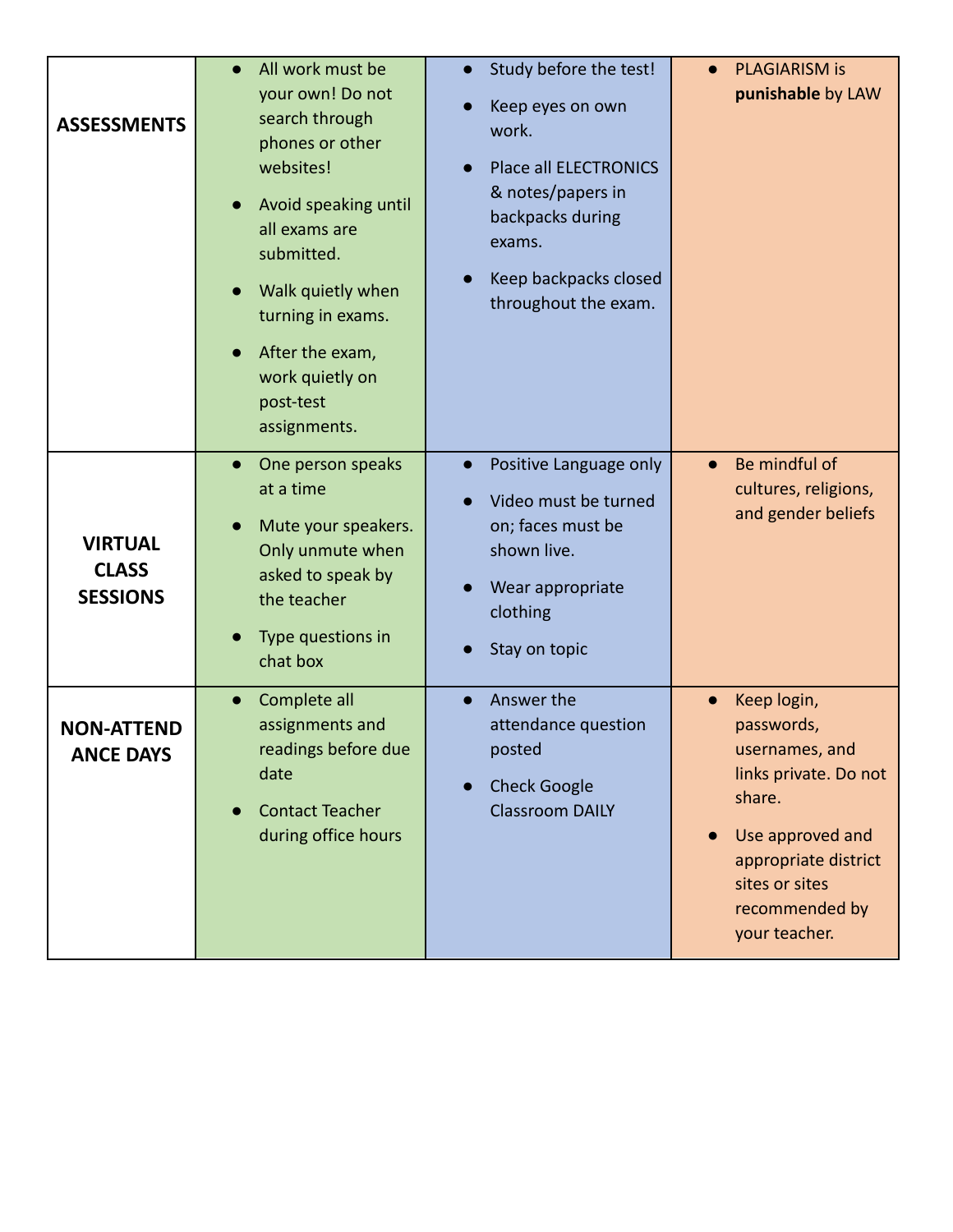| | | | |
|---|---|---|---|
| **ASSESSMENTS** | • All work must be your own! Do not search through phones or other websites!<br>• Avoid speaking until all exams are submitted.<br>• Walk quietly when turning in exams.<br>• After the exam, work quietly on post-test assignments. | • Study before the test!<br>• Keep eyes on own work.<br>• Place all ELECTRONICS & notes/papers in backpacks during exams.<br>• Keep backpacks closed throughout the exam. | • PLAGIARISM is **punishable** by LAW |
| **VIRTUAL CLASS SESSIONS** | • One person speaks at a time<br>• Mute your speakers. Only unmute when asked to speak by the teacher<br>• Type questions in chat box | • Positive Language only<br>• Video must be turned on; faces must be shown live.<br>• Wear appropriate clothing<br>• Stay on topic | • Be mindful of cultures, religions, and gender beliefs |
| **NON-ATTENDANCE DAYS** | • Complete all assignments and readings before due date<br>• Contact Teacher during office hours | • Answer the attendance question posted<br>• Check Google Classroom DAILY | • Keep login, passwords, usernames, and links private. Do not share.<br>• Use approved and appropriate district sites or sites recommended by your teacher. |